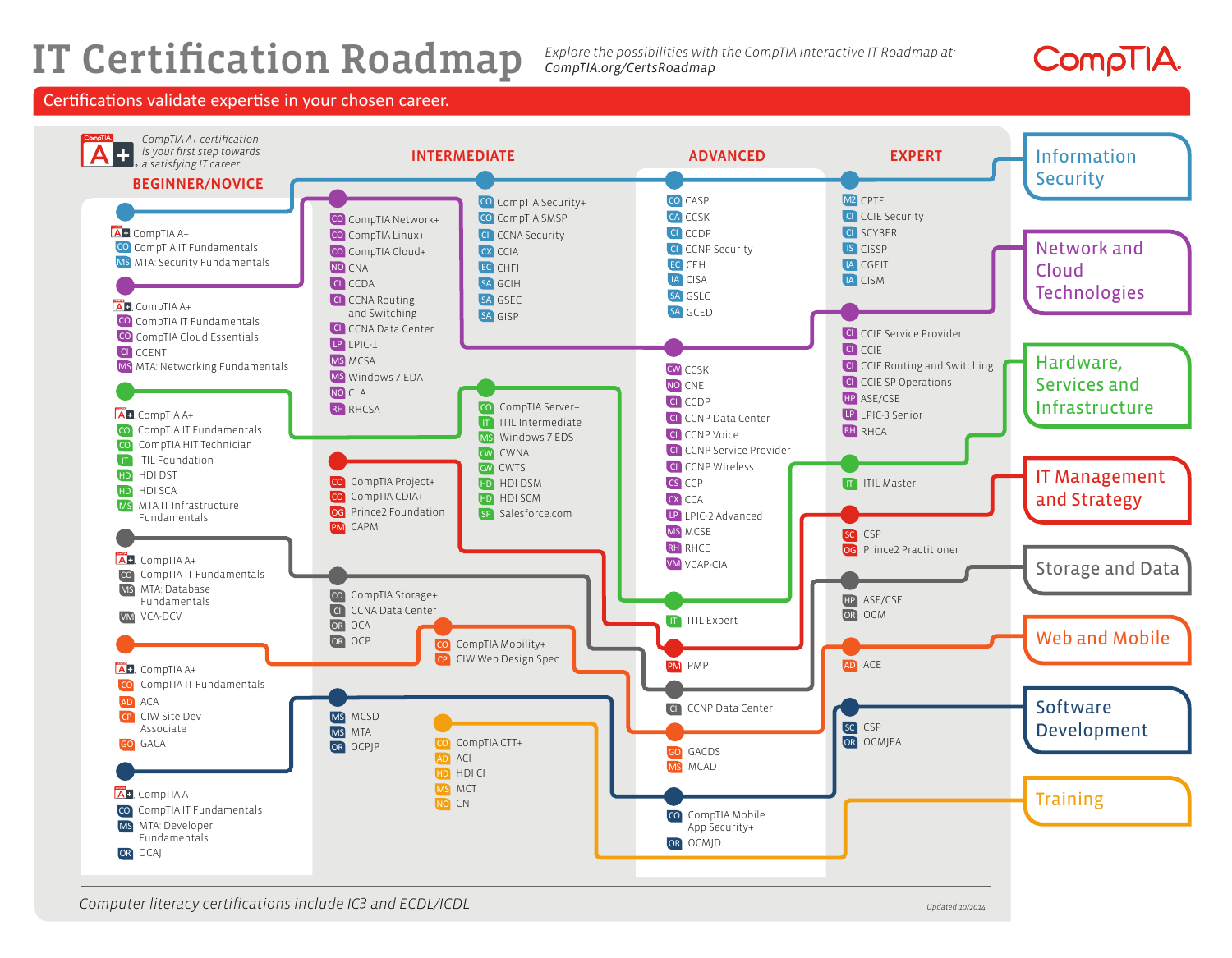# IT Certification Roadmap

*Explore the possibilities with the CompTIA Interactive IT Roadmap at: CompTIA.org/CertsRoadmap*

CompTIA

**Certifications validate expertise in your chosen career.**

*CompTIA A+ certification is your first step towards a satisfying IT career.*

## Information Security

**BEGINNER/NOVICE**
- CompTIA A+
- CompTIA IT Fundamentals
- MTA: Security Fundamentals

**INTERMEDIATE**
- CompTIA Security+
- CompTIA SMSP
- CCNA Security
- CCIA
- CHFI
- GCIH
- GSEC
- GISP

**ADVANCED**
- CASP
- CCSK
- CCDP
- CCNP Security
- CEH
- CISA
- GSLC
- GCED

**EXPERT**
- CPTE
- CCIE Security
- SCYBER
- CISSP
- CGEIT
- CISM

## Network and Cloud Technologies

**BEGINNER/NOVICE**
- CompTIA A+
- CompTIA IT Fundamentals
- CompTIA Cloud Essentials
- CCENT
- MTA: Networking Fundamentals

**INTERMEDIATE**
- CompTIA Network+
- CompTIA Linux+
- CompTIA Cloud+
- CNA
- CCDA
- CCNA Routing and Switching
- CCNA Data Center
- LPIC-1
- MCSA
- Windows 7 EDA
- CLA
- RHCSA

**ADVANCED**
- CCSK
- CNE
- CCDP
- CCNP Data Center
- CCNP Voice
- CCNP Service Provider
- CCNP Wireless
- CCP
- CCA
- LPIC-2 Advanced
- MCSE
- RHCE
- VCAP-CIA

**EXPERT**
- CCIE Service Provider
- CCIE
- CCIE Routing and Switching
- CCIE SP Operations
- ASE/CSE
- LPIC-3 Senior
- RHCA

## Hardware, Services and Infrastructure

**BEGINNER/NOVICE**
- CompTIA A+
- CompTIA IT Fundamentals
- CompTIA HIT Technician
- ITIL Foundation
- HDI DST
- HDI SCA
- MTA IT Infrastructure Fundamentals

**INTERMEDIATE**
- CompTIA Server+
- ITIL Intermediate
- Windows 7 EDS
- CWNA
- CWTS
- HDI DSM
- HDI SCM
- Salesforce.com

**ADVANCED**
- ITIL Expert

**EXPERT**
- ITIL Master

## IT Management and Strategy

**INTERMEDIATE**
- CompTIA Project+
- CompTIA CDIA+
- Prince2 Foundation
- CAPM

**ADVANCED**
- PMP

**EXPERT**
- CSP
- Prince2 Practitioner

## Storage and Data

**BEGINNER/NOVICE**
- CompTIA A+
- CompTIA IT Fundamentals
- MTA: Database Fundamentals
- VCA-DCV

**INTERMEDIATE**
- CompTIA Storage+
- CCNA Data Center
- OCA
- OCP

**ADVANCED**
- CCNP Data Center

**EXPERT**
- ASE/CSE
- OCM

## Web and Mobile

**BEGINNER/NOVICE**
- CompTIA A+
- CompTIA IT Fundamentals
- ACA
- CIW Site Dev Associate
- GACA

**INTERMEDIATE**
- CompTIA Mobility+
- CIW Web Design Spec

**ADVANCED**
- GACDS
- MCAD

**EXPERT**
- ACE

## Software Development

**BEGINNER/NOVICE**
- CompTIA A+
- CompTIA IT Fundamentals
- MTA: Developer Fundamentals
- OCAJ

**INTERMEDIATE**
- MCSD
- MTA
- OCPJP

**ADVANCED**
- CompTIA Mobile App Security+
- OCMJD

**EXPERT**
- CSP
- OCMJEA

## Training

**INTERMEDIATE**
- CompTIA CTT+
- ACI
- HDI CI
- MCT
- CNI

*Computer literacy certifications include IC3 and ECDL/ICDL*

Updated 10/2014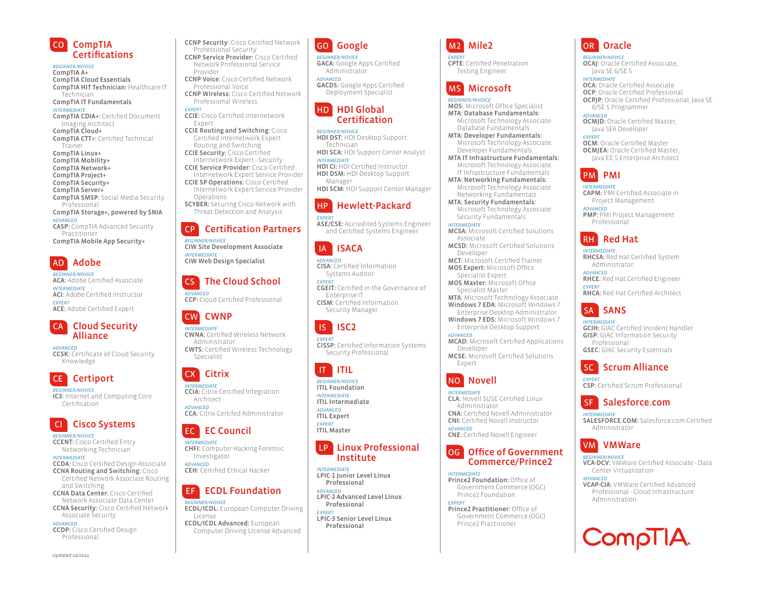## CO CompTIA Certifications

*BEGINNER/NOVICE*

- **CompTIA A+**
- **CompTIA Cloud Essentials**
- **CompTIA HIT Technician:** Healthcare IT Technician
- **CompTIA IT Fundamentals**

*INTERMEDIATE*

- **CompTIA CDIA+:** Certified Document Imaging Architect
- **CompTIA Cloud+**
- **CompTIA CTT+:** Certified Technical Trainer
- **CompTIA Linux+**
- **CompTIA Mobility+**
- **CompTIA Network+**
- **CompTIA Project+**
- **CompTIA Security+**
- **CompTIA Server+**
- **CompTIA SMSP:** Social Media Security Professional
- **CompTIA Storage+, powered by SNIA**

*ADVANCED*

- **CASP:** CompTIA Advanced Security Practitioner
- **CompTIA Mobile App Security+**

## AD Adobe

*BEGINNER/NOVICE*

- **ACA:** Adobe Certified Associate

*INTERMEDIATE*

- **ACI:** Adobe Certified Instructor

*EXPERT*

- **ACE:** Adobe Certified Expert

## CA Cloud Security Alliance

*ADVANCED*

- **CCSK:** Certificate of Cloud Security Knowledge

## CE Certiport

*BEGINNER/NOVICE*

- **IC3:** Internet and Computing Core Certification

## CI Cisco Systems

*BEGINNER/NOVICE*

- **CCENT:** Cisco Certified Entry Networking Technician

*INTERMEDIATE*

- **CCDA:** Cisco Certified Design Associate
- **CCNA Routing and Switching:** Cisco Certified Network Associate Routing and Switching
- **CCNA Data Center:** Cisco Certified Network Associate Data Center
- **CCNA Security:** Cisco Certified Network Associate Security

*ADVANCED*

- **CCDP:** Cisco Certified Design Professional
- **CCNP Security:** Cisco Certified Network Professional Security
- **CCNP Service Provider:** Cisco Certified Network Professional Service Provider
- **CCNP Voice:** Cisco Certified Network Professional Voice
- **CCNP Wireless:** Cisco Certified Network Professional Wireless

*EXPERT*

- **CCIE:** Cisco Certified Internetwork Expert
- **CCIE Routing and Switching:** Cisco Certified Internetwork Expert Routing and Switching
- **CCIE Security:** Cisco Certified Internetwork Expert - Security
- **CCIE Service Provider:** Cisco Certified Internetwork Expert Service Provider
- **CCIE SP Operations:** Cisco Certified Internetwork Expert Service Provider Operations
- **SCYBER:** Securing Cisco Network with Threat Detection and Analysis

## CP Certification Partners

*BEGINNER/NOVICE*

- **CIW Site Development Associate**

*INTERMEDIATE*

- **CIW Web Design Specialist**

## CS The Cloud School

*ADVANCED*

- **CCP:** Cloud Certified Professional

## CW CWNP

*INTERMEDIATE*

- **CWNA:** Certified Wireless Network Administrator
- **CWTS:** Certified Wireless Technology Specialist

## CX Citrix

*INTERMEDIATE*

- **CCIA:** Citrix Certified Integration Architect

*ADVANCED*

- **CCA:** Citrix Certifed Administrator

## EC EC Council

*INTERMEDIATE*

- **CHFI:** Computer Hacking Forensic Investigator

*ADVANCED*

- **CEH:** Certified Ethical Hacker

## EF ECDL Foundation

*BEGINNER/NOVICE*

- **ECDL/ICDL:** European Computer Driving License
- **ECDL/ICDL Advanced:** European Computer Driving LIcense Advanced

## GO Google

*BEGINNER/NOVICE*

- **GACA:** Google Apps Certified Administrator

*ADVANCED*

- **GACDS:** Google Apps Certified Deployment Specialist

## HD HDI Global Certification

*BEGINNER/NOVICE*

- **HDI DST:** HDI Desktop Support Technician
- **HDI SCA:** HDI Support Center Analyst

*INTERMEDIATE*

- **HDI CI:** HDI Certified Instructor
- **HDI DSM:** HDI Desktop Support Manager
- **HDI SCM:** HDI Support Center Manager

## HP Hewlett-Packard

*EXPERT*

- **ASE/CSE:** Accredited Systems Engineer and Certified Systems Engineer

## IA ISACA

*ADVANCED*

- **CISA:** Certified Information Systems Auditor

*EXPERT*

- **CGEIT:** Certified in the Governance of Enterprise IT
- **CISM:** Certified Information Security Manager

## IS ISC2

*EXPERT*

- **CISSP:** Certified Information Systems Security Professional

## IT ITIL

*BEGINNER/NOVICE*

- **ITIL Foundation**

*INTERMEDIATE*

- **ITIL Intermediate**

*ADVANCED*

- **ITIL Expert**

*EXPERT*

- **ITIL Master**

## LP Linux Professional Institute

*INTERMEDIATE*

- **LPIC-1 Junior Level Linux Professional**

*ADVANCED*

- **LPIC-2 Advanced Level Linux Professional**

*EXPERT*

- **LPIC-3 Senior Level Linux Professional**

## M2 Mile2

*EXPERT*

- **CPTE:** Certified Penetration Testing Engineer

## MS Microsoft

*BEGINNER/INVOICE*

- **MOS:** Microsoft Office Specialist
- **MTA: Database Fundamentals:** Microsoft Technology Associate: Database Fundamentals
- **MTA: Developer Fundamentals:** Microsoft Technology Associate: Developer Fundamentals
- **MTA IT Infrastructure Fundamentals:** Microsoft Technology Associate: IT Infrastructure Fundamentals
- **MTA: Networking Fundamentals:** Microsoft Technology Associate: Networking Fundamentals
- **MTA: Security Fundamentals:** Microsoft Technology Associate: Security Fundamentals

*INTERMEDIATE*

- **MCSA:** Microsoft Certified Solutions Associate
- **MCSD:** Microsoft Certified Solutions Developer
- **MCT:** Microsoft Certified Trainer
- **MOS Expert:** Microsoft Office Specialist Expert
- **MOS Master:** Microsoft Office Specialist Master
- **MTA:** Microsoft Technology Associate
- **Windows 7 EDA:** Microsoft Windows 7 Enterprise Desktop Administrator
- **Windows 7 EDS:** Microsoft Windows 7 Enterprise Desktop Support

*ADVANCED*

- **MCAD:** Microsoft Certified Applications Developer
- **MCSE:** Microsoft Certified Solutions Expert

## NO Novell

*INTERMEDIATE*

- **CLA:** Novell SUSE Certified Linux Administrator
- **CNA:** Certified Novell Administrator
- **CNI:** Certified Novell Instructor

*ADVANCED*

- **CNE:** Certified Novell Engineer

## OG Office of Government Commerce/Prince2

*INTERMEDIATE*

- **Prince2 Foundation:** Office of Government Commerce (OGC) Prince2 Foundation

*EXPERT*

- **Prince2 Practitioner:** Office of Government Commerce (OGC) Prince2 Practitioner

## OR Oracle

*BEGINNER/NOVICE*

- **OCAJ:** Oracle Certified Associate, Java SE 6/SE 5

*INTERMEDIATE*

- **OCA:** Oracle Certified Associate
- **OCP:** Oracle Certified Professional
- **OCPJP:** Oracle Certified Professional, Java SE 6/SE 5 Programmer

*ADVANCED*

- **OCMJD:** Oracle Certified Master, Java SE6 Developer

*EXPERT*

- **OCM:** Oracle Certified Master
- **OCMJEA:** Oracle Certified Master, Java EE 5 Enterprise Architect

## PM PMI

*INTERMEDIATE*

- **CAPM:** PMI Certified Associate in Project Management

*ADVANCED*

- **PMP:** PMI Project Management Professional

## RH Red Hat

*INTERMEDIATE*

- **RHCSA:** Red Hat Certified System Administrator

*ADVANCED*

- **RHCE:** Red Hat Certified Engineer

*EXPERT*

- **RHCA:** Red Hat Certified Architect

## SA SANS

*INTERMEDIATE*

- **GCIH:** GIAC Certified Incident Handler
- **GISP:** GIAC Information Security Professional
- **GSEC:** GIAC Security Essentials

## SC Scrum Alliance

*EXPERT*

- **CSP:** Certified Scrum Professional

## SF Salesforce.com

*INTERMEDIATE*

- **SALESFORCE.COM:** Salesforce.com Certified Administrator

## VM VMWare

*BEGINNER/NOVICE*

- **VCA-DCV:** VMWare Certified Associate - Data Center Virtualization

*ADVANCED*

- **VCAP-CIA:** VMWare Certified Advanced Professional - Cloud Infrastructure Administration

CompTIA.

*Updated 10/2014*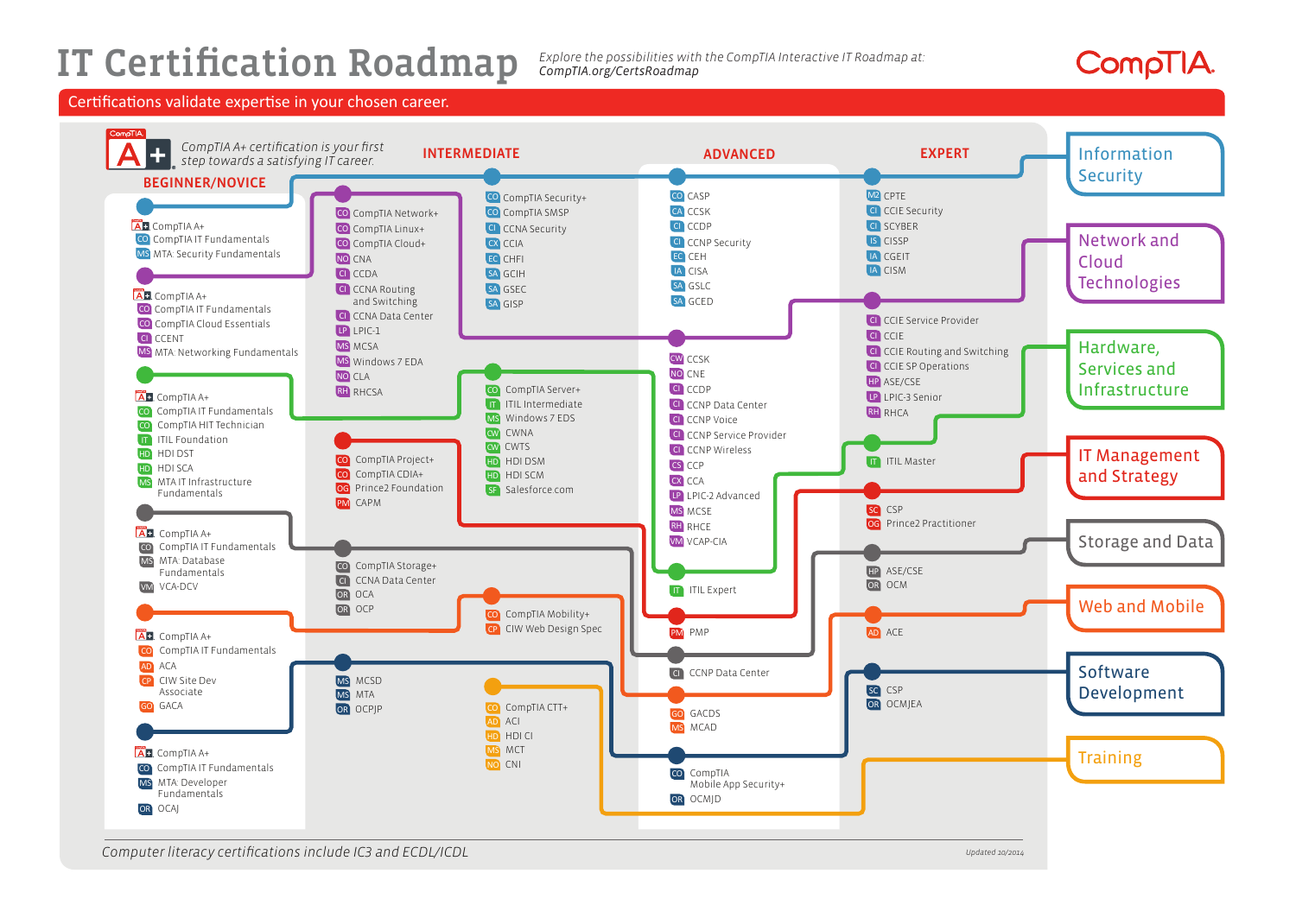# IT Certification Roadmap

*Explore the possibilities with the CompTIA Interactive IT Roadmap at: CompTIA.org/CertsRoadmap*

CompTIA.

**Certifications validate expertise in your chosen career.**

*CompTIA A+ certification is your first step towards a satisfying IT career.*

## Information Security

| Beginner/Novice | Intermediate | Advanced | Expert |
|---|---|---|---|
| CompTIA A+<br>CompTIA IT Fundamentals<br>MTA: Security Fundamentals | CompTIA Security+<br>CompTIA SMSP<br>CCNA Security<br>CCIA<br>CHFI<br>GCIH<br>GSEC<br>GISP | CASP<br>CCSK<br>CCDP<br>CCNP Security<br>CEH<br>CISA<br>GSLC<br>GCED | CPTE<br>CCIE Security<br>SCYBER<br>CISSP<br>CGEIT<br>CISM |

## Network and Cloud Technologies

| Beginner/Novice | Intermediate | Advanced | Expert |
|---|---|---|---|
| CompTIA A+<br>CompTIA IT Fundamentals<br>CompTIA Cloud Essentials<br>CCENT<br>MTA: Networking Fundamentals | CompTIA Network+<br>CompTIA Linux+<br>CompTIA Cloud+<br>CNA<br>CCDA<br>CCNA Routing and Switching<br>CCNA Data Center<br>LPIC-1<br>MCSA<br>Windows 7 EDA<br>CLA<br>RHCSA | CCSK<br>CNE<br>CCDP<br>CCNP Data Center<br>CCNP Voice<br>CCNP Service Provider<br>CCNP Wireless<br>CCP<br>CCA<br>LPIC-2 Advanced<br>MCSE<br>RHCE<br>VCAP-CIA | CCIE Service Provider<br>CCIE<br>CCIE Routing and Switching<br>CCIE SP Operations<br>ASE/CSE<br>LPIC-3 Senior<br>RHCA |

## Hardware, Services and Infrastructure

| Beginner/Novice | Intermediate | Advanced | Expert |
|---|---|---|---|
| CompTIA A+<br>CompTIA IT Fundamentals<br>CompTIA HIT Technician<br>ITIL Foundation<br>HDI DST<br>HDI SCA<br>MTA IT Infrastructure Fundamentals | CompTIA Server+<br>ITIL Intermediate<br>Windows 7 EDS<br>CWNA<br>CWTS<br>HDI DSM<br>HDI SCM<br>Salesforce.com | ITIL Expert | ITIL Master |

## IT Management and Strategy

| Beginner/Novice | Intermediate | Advanced | Expert |
|---|---|---|---|
| | CompTIA Project+<br>CompTIA CDIA+<br>Prince2 Foundation<br>CAPM | PMP | CSP<br>Prince2 Practitioner |

## Storage and Data

| Beginner/Novice | Intermediate | Advanced | Expert |
|---|---|---|---|
| CompTIA A+<br>CompTIA IT Fundamentals<br>MTA: Database Fundamentals<br>VCA-DCV | CompTIA Storage+<br>CCNA Data Center<br>OCA<br>OCP | CCNP Data Center | ASE/CSE<br>OCM |

## Web and Mobile

| Beginner/Novice | Intermediate | Advanced | Expert |
|---|---|---|---|
| CompTIA A+<br>CompTIA IT Fundamentals<br>ACA<br>CIW Site Dev Associate<br>GACA | CompTIA Mobility+<br>CIW Web Design Spec | GACDS<br>MCAD | ACE |

## Software Development

| Beginner/Novice | Intermediate | Advanced | Expert |
|---|---|---|---|
| CompTIA A+<br>CompTIA IT Fundamentals<br>MTA: Developer Fundamentals<br>OCAJ | MCSD<br>MTA<br>OCPJP | CompTIA Mobile App Security+<br>OCMJD | CSP<br>OCMJEA |

## Training

| Beginner/Novice | Intermediate | Advanced | Expert |
|---|---|---|---|
| | CompTIA CTT+<br>ACI<br>HDI CI<br>MCT<br>CNI | | |

*Computer literacy certifications include IC3 and ECDL/ICDL*

Updated 10/2014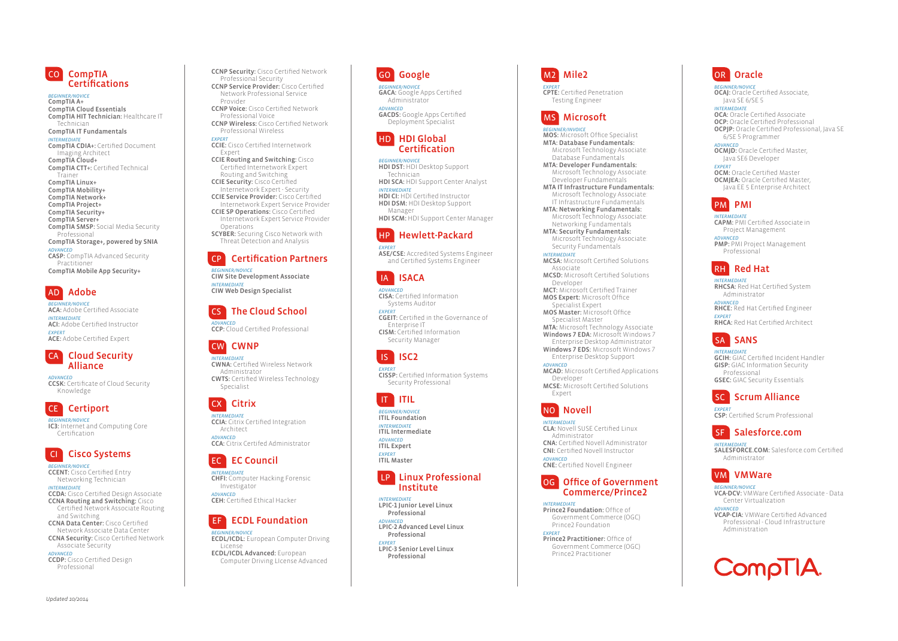## CO CompTIA Certifications

*BEGINNER/NOVICE*

**CompTIA A+**
**CompTIA Cloud Essentials**
**CompTIA HIT Technician:** Healthcare IT Technician
**CompTIA IT Fundamentals**

*INTERMEDIATE*

**CompTIA CDIA+:** Certified Document Imaging Architect
**CompTIA Cloud+**
**CompTIA CTT+:** Certified Technical Trainer
**CompTIA Linux+**
**CompTIA Mobility+**
**CompTIA Network+**
**CompTIA Project+**
**CompTIA Security+**
**CompTIA Server+**
**CompTIA SMSP:** Social Media Security Professional
**CompTIA Storage+, powered by SNIA**

*ADVANCED*

**CASP:** CompTIA Advanced Security Practitioner
**CompTIA Mobile App Security+**

## AD Adobe

*BEGINNER/NOVICE*

**ACA:** Adobe Certified Associate

*INTERMEDIATE*

**ACI:** Adobe Certified Instructor

*EXPERT*

**ACE:** Adobe Certified Expert

## CA Cloud Security Alliance

*ADVANCED*

**CCSK:** Certificate of Cloud Security Knowledge

## CE Certiport

*BEGINNER/NOVICE*

**IC3:** Internet and Computing Core Certification

## CI Cisco Systems

*BEGINNER/NOVICE*

**CCENT:** Cisco Certified Entry Networking Technician

*INTERMEDIATE*

**CCDA:** Cisco Certified Design Associate
**CCNA Routing and Switching:** Cisco Certified Network Associate Routing and Switching
**CCNA Data Center:** Cisco Certified Network Associate Data Center
**CCNA Security:** Cisco Certified Network Associate Security

*ADVANCED*

**CCDP:** Cisco Certified Design Professional
**CCNP Security:** Cisco Certified Network Professional Security
**CCNP Service Provider:** Cisco Certified Network Professional Service Provider
**CCNP Voice:** Cisco Certified Network Professional Voice
**CCNP Wireless:** Cisco Certified Network Professional Wireless

*EXPERT*

**CCIE:** Cisco Certified Internetwork Expert
**CCIE Routing and Switching:** Cisco Certified Internetwork Expert Routing and Switching
**CCIE Security:** Cisco Certified Internetwork Expert - Security
**CCIE Service Provider:** Cisco Certified Internetwork Expert Service Provider
**CCIE SP Operations:** Cisco Certified Internetwork Expert Service Provider Operations
**SCYBER:** Securing Cisco Network with Threat Detection and Analysis

## CP Certification Partners

*BEGINNER/NOVICE*

**CIW Site Development Associate**

*INTERMEDIATE*

**CIW Web Design Specialist**

## CS The Cloud School

*ADVANCED*

**CCP:** Cloud Certified Professional

## CW CWNP

*INTERMEDIATE*

**CWNA:** Certified Wireless Network Administrator
**CWTS:** Certified Wireless Technology Specialist

## CX Citrix

*INTERMEDIATE*

**CCIA:** Citrix Certified Integration Architect

*ADVANCED*

**CCA:** Citrix Certifed Administrator

## EC EC Council

*INTERMEDIATE*

**CHFI:** Computer Hacking Forensic Investigator

*ADVANCED*

**CEH:** Certified Ethical Hacker

## EF ECDL Foundation

*BEGINNER/NOVICE*

**ECDL/ICDL:** European Computer Driving License
**ECDL/ICDL Advanced:** European Computer Driving LIcense Advanced

## GO Google

*BEGINNER/NOVICE*

**GACA:** Google Apps Certified Administrator

*ADVANCED*

**GACDS:** Google Apps Certified Deployment Specialist

## HD HDI Global Certification

*BEGINNER/NOVICE*

**HDI DST:** HDI Desktop Support Technician
**HDI SCA:** HDI Support Center Analyst

*INTERMEDIATE*

**HDI CI:** HDI Certified Instructor
**HDI DSM:** HDI Desktop Support Manager
**HDI SCM:** HDI Support Center Manager

## HP Hewlett-Packard

*EXPERT*

**ASE/CSE:** Accredited Systems Engineer and Certified Systems Engineer

## IA ISACA

*ADVANCED*

**CISA:** Certified Information Systems Auditor

*EXPERT*

**CGEIT:** Certified in the Governance of Enterprise IT
**CISM:** Certified Information Security Manager

## IS ISC2

*EXPERT*

**CISSP:** Certified Information Systems Security Professional

## IT ITIL

*BEGINNER/NOVICE*

**ITIL Foundation**

*INTERMEDIATE*

**ITIL Intermediate**

*ADVANCED*

**ITIL Expert**

*EXPERT*

**ITIL Master**

## LP Linux Professional Institute

*INTERMEDIATE*

**LPIC-1 Junior Level Linux Professional**

*ADVANCED*

**LPIC-2 Advanced Level Linux Professional**

*EXPERT*

**LPIC-3 Senior Level Linux Professional**

## M2 Mile2

*EXPERT*

**CPTE:** Certified Penetration Testing Engineer

## MS Microsoft

*BEGINNER/INVOICE*

**MOS:** Microsoft Office Specialist
**MTA: Database Fundamentals:** Microsoft Technology Associate: Database Fundamentals
**MTA: Developer Fundamentals:** Microsoft Technology Associate: Developer Fundamentals
**MTA IT Infrastructure Fundamentals:** Microsoft Technology Associate: IT Infrastructure Fundamentals
**MTA: Networking Fundamentals:** Microsoft Technology Associate: Networking Fundamentals
**MTA: Security Fundamentals:** Microsoft Technology Associate: Security Fundamentals

*INTERMEDIATE*

**MCSA:** Microsoft Certified Solutions Associate
**MCSD:** Microsoft Certified Solutions Developer
**MCT:** Microsoft Certified Trainer
**MOS Expert:** Microsoft Office Specialist Expert
**MOS Master:** Microsoft Office Specialist Master
**MTA:** Microsoft Technology Associate
**Windows 7 EDA:** Microsoft Windows 7 Enterprise Desktop Administrator
**Windows 7 EDS:** Microsoft Windows 7 Enterprise Desktop Support

*ADVANCED*

**MCAD:** Microsoft Certified Applications Developer
**MCSE:** Microsoft Certified Solutions Expert

## NO Novell

*INTERMEDIATE*

**CLA:** Novell SUSE Certified Linux Administrator
**CNA:** Certified Novell Administrator
**CNI:** Certified Novell Instructor

*ADVANCED*

**CNE:** Certified Novell Engineer

## OG Office of Government Commerce/Prince2

*INTERMEDIATE*

**Prince2 Foundation:** Office of Government Commerce (OGC) Prince2 Foundation

*EXPERT*

**Prince2 Practitioner:** Office of Government Commerce (OGC) Prince2 Practitioner

## OR Oracle

*BEGINNER/NOVICE*

**OCAJ:** Oracle Certified Associate, Java SE 6/SE 5

*INTERMEDIATE*

**OCA:** Oracle Certified Associate
**OCP:** Oracle Certified Professional
**OCPJP:** Oracle Certified Professional, Java SE 6/SE 5 Programmer

*ADVANCED*

**OCMJD:** Oracle Certified Master, Java SE6 Developer

*EXPERT*

**OCM:** Oracle Certified Master
**OCMJEA:** Oracle Certified Master, Java EE 5 Enterprise Architect

## PM PMI

*INTERMEDIATE*

**CAPM:** PMI Certified Associate in Project Management

*ADVANCED*

**PMP:** PMI Project Management Professional

## RH Red Hat

*INTERMEDIATE*

**RHCSA:** Red Hat Certified System Administrator

*ADVANCED*

**RHCE:** Red Hat Certified Engineer

*EXPERT*

**RHCA:** Red Hat Certified Architect

## SA SANS

*INTERMEDIATE*

**GCIH:** GIAC Certified Incident Handler
**GISP:** GIAC Information Security Professional
**GSEC:** GIAC Security Essentials

## SC Scrum Alliance

*EXPERT*

**CSP:** Certified Scrum Professional

## SF Salesforce.com

*INTERMEDIATE*

**SALESFORCE.COM:** Salesforce.com Certified Administrator

## VM VMWare

*BEGINNER/NOVICE*

**VCA-DCV:** VMWare Certified Associate - Data Center Virtualization

*ADVANCED*

**VCAP-CIA:** VMWare Certified Advanced Professional - Cloud Infrastructure Administration

CompTIA.

*Updated 10/2014*